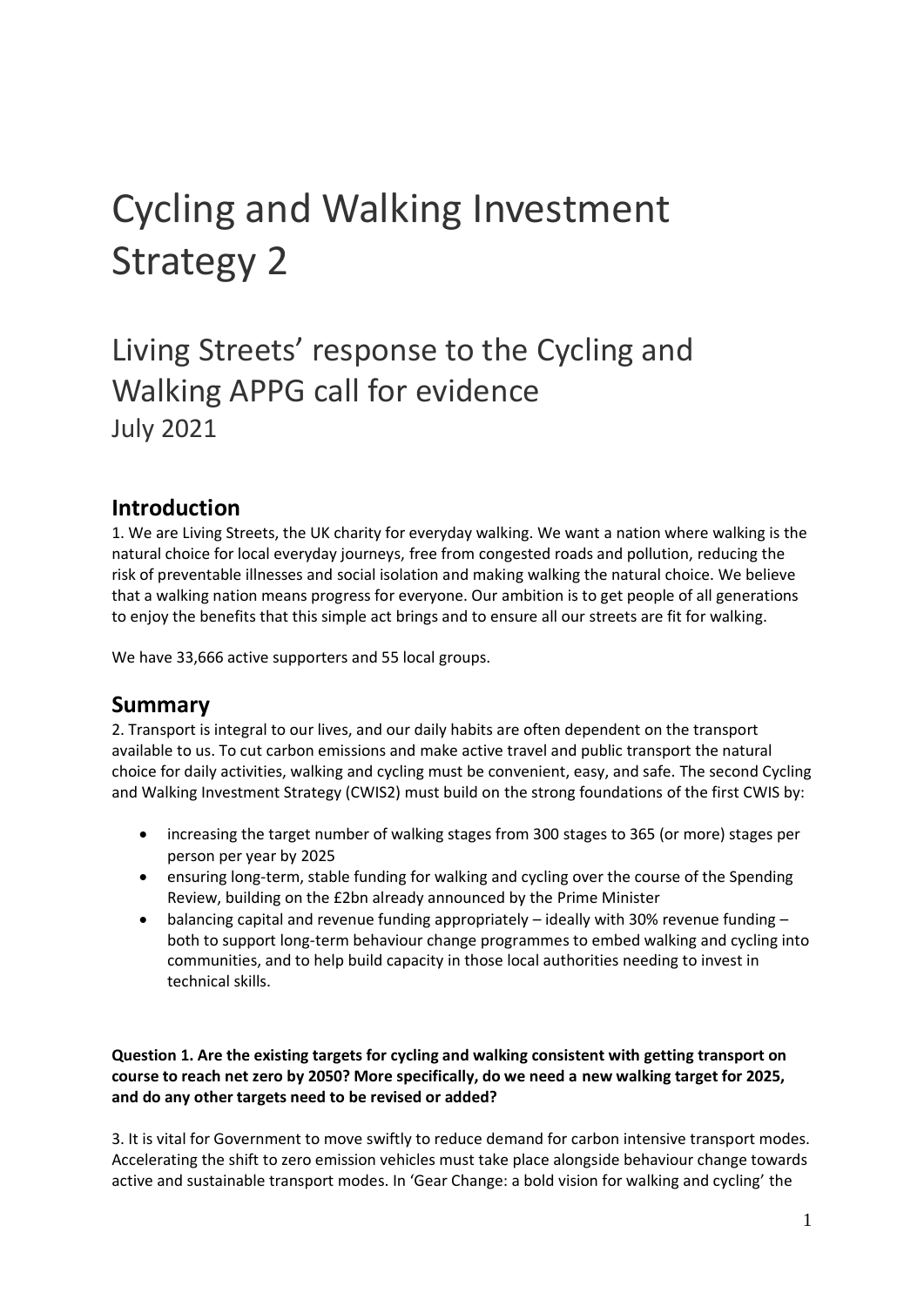# Cycling and Walking Investment Strategy 2

## Living Streets' response to the Cycling and Walking APPG call for evidence

July 2021

## Introduction

1. We are Living Streets, the UK charity for everyday walking. We want a nation where walking is the natural choice for local everyday journeys, free from congested roads and pollution, reducing the risk of preventable illnesses and social isolation and making walking the natural choice. We believe that a walking nation means progress for everyone. Our ambition is to get people of all generations to enjoy the benefits that this simple act brings and to ensure all our streets are fit for walking.

We have 33,666 active supporters and 55 local groups.

## Summary

2. Transport is integral to our lives, and our daily habits are often dependent on the transport available to us. To cut carbon emissions and make active travel and public transport the natural choice for daily activities, walking and cycling must be convenient, easy, and safe. The second Cycling and Walking Investment Strategy (CWIS2) must build on the strong foundations of the first CWIS by:

- increasing the target number of walking stages from 300 stages to 365 (or more) stages per person per year by 2025
- ensuring long-term, stable funding for walking and cycling over the course of the Spending Review, building on the £2bn already announced by the Prime Minister
- balancing capital and revenue funding appropriately – ideally with 30% revenue funding – both to support long-term behaviour change programmes to embed walking and cycling into communities, and to help build capacity in those local authorities needing to invest in technical skills.

**Question 1. Are the existing targets for cycling and walking consistent with getting transport on course to reach net zero by 2050? More specifically, do we need a new walking target for 2025, and do any other targets need to be revised or added?**

3. It is vital for Government to move swiftly to reduce demand for carbon intensive transport modes. Accelerating the shift to zero emission vehicles must take place alongside behaviour change towards active and sustainable transport modes. In 'Gear Change: a bold vision for walking and cycling' the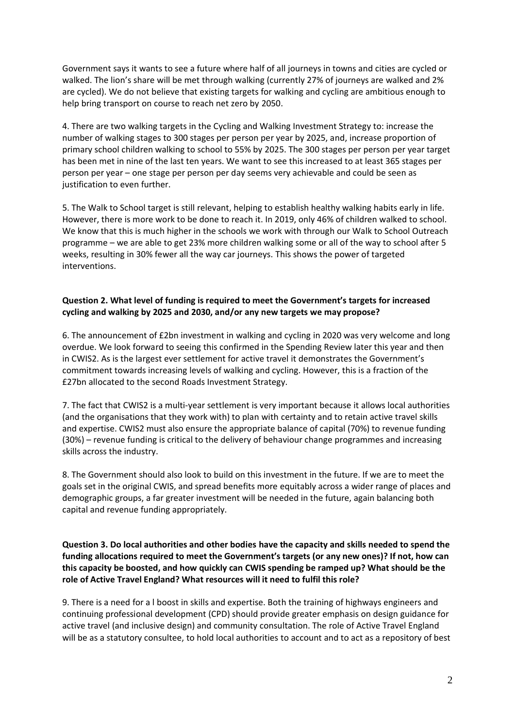Government says it wants to see a future where half of all journeys in towns and cities are cycled or walked. The lion's share will be met through walking (currently 27% of journeys are walked and 2% are cycled). We do not believe that existing targets for walking and cycling are ambitious enough to help bring transport on course to reach net zero by 2050.

4. There are two walking targets in the Cycling and Walking Investment Strategy to: increase the number of walking stages to 300 stages per person per year by 2025, and, increase proportion of primary school children walking to school to 55% by 2025. The 300 stages per person per year target has been met in nine of the last ten years. We want to see this increased to at least 365 stages per person per year – one stage per person per day seems very achievable and could be seen as justification to even further.

5. The Walk to School target is still relevant, helping to establish healthy walking habits early in life. However, there is more work to be done to reach it. In 2019, only 46% of children walked to school. We know that this is much higher in the schools we work with through our Walk to School Outreach programme – we are able to get 23% more children walking some or all of the way to school after 5 weeks, resulting in 30% fewer all the way car journeys. This shows the power of targeted interventions.

**Question 2. What level of funding is required to meet the Government's targets for increased cycling and walking by 2025 and 2030, and/or any new targets we may propose?**

6. The announcement of £2bn investment in walking and cycling in 2020 was very welcome and long overdue. We look forward to seeing this confirmed in the Spending Review later this year and then in CWIS2. As is the largest ever settlement for active travel it demonstrates the Government's commitment towards increasing levels of walking and cycling. However, this is a fraction of the £27bn allocated to the second Roads Investment Strategy.

7. The fact that CWIS2 is a multi-year settlement is very important because it allows local authorities (and the organisations that they work with) to plan with certainty and to retain active travel skills and expertise. CWIS2 must also ensure the appropriate balance of capital (70%) to revenue funding (30%) – revenue funding is critical to the delivery of behaviour change programmes and increasing skills across the industry.

8. The Government should also look to build on this investment in the future. If we are to meet the goals set in the original CWIS, and spread benefits more equitably across a wider range of places and demographic groups, a far greater investment will be needed in the future, again balancing both capital and revenue funding appropriately.

**Question 3. Do local authorities and other bodies have the capacity and skills needed to spend the funding allocations required to meet the Government's targets (or any new ones)? If not, how can this capacity be boosted, and how quickly can CWIS spending be ramped up? What should be the role of Active Travel England? What resources will it need to fulfil this role?**

9. There is a need for a l boost in skills and expertise. Both the training of highways engineers and continuing professional development (CPD) should provide greater emphasis on design guidance for active travel (and inclusive design) and community consultation. The role of Active Travel England will be as a statutory consultee, to hold local authorities to account and to act as a repository of best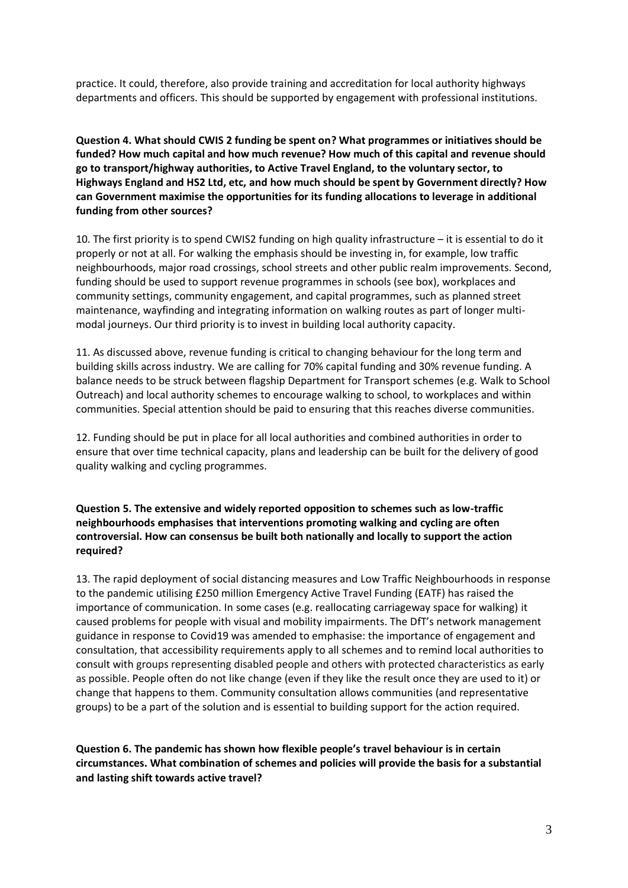practice. It could, therefore, also provide training and accreditation for local authority highways departments and officers. This should be supported by engagement with professional institutions.

**Question 4. What should CWIS 2 funding be spent on? What programmes or initiatives should be funded? How much capital and how much revenue? How much of this capital and revenue should go to transport/highway authorities, to Active Travel England, to the voluntary sector, to Highways England and HS2 Ltd, etc, and how much should be spent by Government directly? How can Government maximise the opportunities for its funding allocations to leverage in additional funding from other sources?**

10. The first priority is to spend CWIS2 funding on high quality infrastructure – it is essential to do it properly or not at all. For walking the emphasis should be investing in, for example, low traffic neighbourhoods, major road crossings, school streets and other public realm improvements. Second, funding should be used to support revenue programmes in schools (see box), workplaces and community settings, community engagement, and capital programmes, such as planned street maintenance, wayfinding and integrating information on walking routes as part of longer multi-modal journeys. Our third priority is to invest in building local authority capacity.

11. As discussed above, revenue funding is critical to changing behaviour for the long term and building skills across industry. We are calling for 70% capital funding and 30% revenue funding. A balance needs to be struck between flagship Department for Transport schemes (e.g. Walk to School Outreach) and local authority schemes to encourage walking to school, to workplaces and within communities. Special attention should be paid to ensuring that this reaches diverse communities.

12. Funding should be put in place for all local authorities and combined authorities in order to ensure that over time technical capacity, plans and leadership can be built for the delivery of good quality walking and cycling programmes.

**Question 5. The extensive and widely reported opposition to schemes such as low-traffic neighbourhoods emphasises that interventions promoting walking and cycling are often controversial. How can consensus be built both nationally and locally to support the action required?**

13. The rapid deployment of social distancing measures and Low Traffic Neighbourhoods in response to the pandemic utilising £250 million Emergency Active Travel Funding (EATF) has raised the importance of communication. In some cases (e.g. reallocating carriageway space for walking) it caused problems for people with visual and mobility impairments. The DfT's network management guidance in response to Covid19 was amended to emphasise: the importance of engagement and consultation, that accessibility requirements apply to all schemes and to remind local authorities to consult with groups representing disabled people and others with protected characteristics as early as possible. People often do not like change (even if they like the result once they are used to it) or change that happens to them. Community consultation allows communities (and representative groups) to be a part of the solution and is essential to building support for the action required.

**Question 6. The pandemic has shown how flexible people's travel behaviour is in certain circumstances. What combination of schemes and policies will provide the basis for a substantial and lasting shift towards active travel?**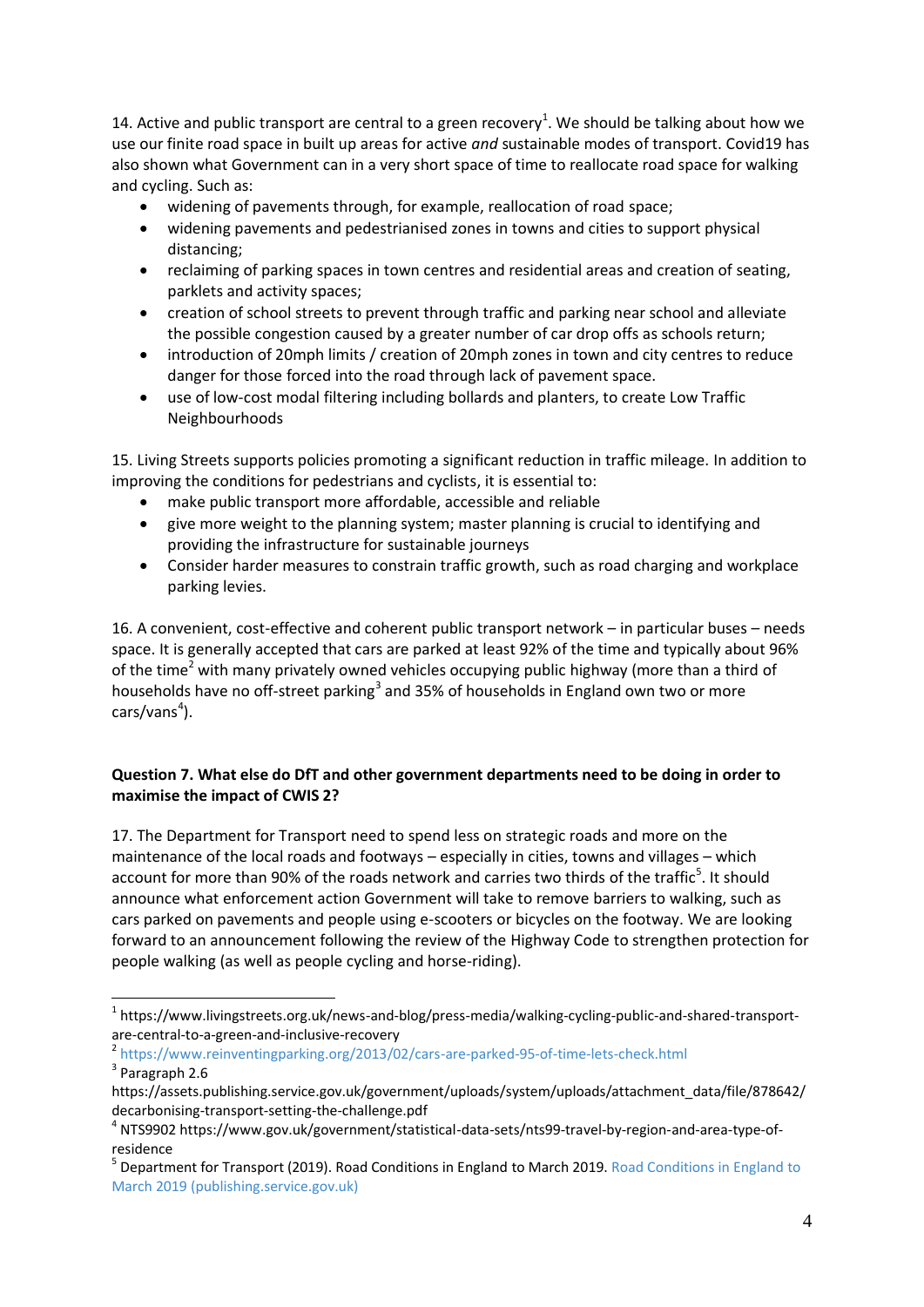14. Active and public transport are central to a green recovery[1]. We should be talking about how we use our finite road space in built up areas for active *and* sustainable modes of transport. Covid19 has also shown what Government can in a very short space of time to reallocate road space for walking and cycling. Such as:

- widening of pavements through, for example, reallocation of road space;
- widening pavements and pedestrianised zones in towns and cities to support physical distancing;
- reclaiming of parking spaces in town centres and residential areas and creation of seating, parklets and activity spaces;
- creation of school streets to prevent through traffic and parking near school and alleviate the possible congestion caused by a greater number of car drop offs as schools return;
- introduction of 20mph limits / creation of 20mph zones in town and city centres to reduce danger for those forced into the road through lack of pavement space.
- use of low-cost modal filtering including bollards and planters, to create Low Traffic Neighbourhoods

15. Living Streets supports policies promoting a significant reduction in traffic mileage. In addition to improving the conditions for pedestrians and cyclists, it is essential to:

- make public transport more affordable, accessible and reliable
- give more weight to the planning system; master planning is crucial to identifying and providing the infrastructure for sustainable journeys
- Consider harder measures to constrain traffic growth, such as road charging and workplace parking levies.

16. A convenient, cost-effective and coherent public transport network – in particular buses – needs space. It is generally accepted that cars are parked at least 92% of the time and typically about 96% of the time[2] with many privately owned vehicles occupying public highway (more than a third of households have no off-street parking[3] and 35% of households in England own two or more cars/vans[4]).

**Question 7. What else do DfT and other government departments need to be doing in order to maximise the impact of CWIS 2?**

17. The Department for Transport need to spend less on strategic roads and more on the maintenance of the local roads and footways – especially in cities, towns and villages – which account for more than 90% of the roads network and carries two thirds of the traffic[5]. It should announce what enforcement action Government will take to remove barriers to walking, such as cars parked on pavements and people using e-scooters or bicycles on the footway. We are looking forward to an announcement following the review of the Highway Code to strengthen protection for people walking (as well as people cycling and horse-riding).

---

[1] https://www.livingstreets.org.uk/news-and-blog/press-media/walking-cycling-public-and-shared-transport-are-central-to-a-green-and-inclusive-recovery

[2] https://www.reinventingparking.org/2013/02/cars-are-parked-95-of-time-lets-check.html

[3] Paragraph 2.6 https://assets.publishing.service.gov.uk/government/uploads/system/uploads/attachment_data/file/878642/decarbonising-transport-setting-the-challenge.pdf

[4] NTS9902 https://www.gov.uk/government/statistical-data-sets/nts99-travel-by-region-and-area-type-of-residence

[5] Department for Transport (2019). Road Conditions in England to March 2019. Road Conditions in England to March 2019 (publishing.service.gov.uk)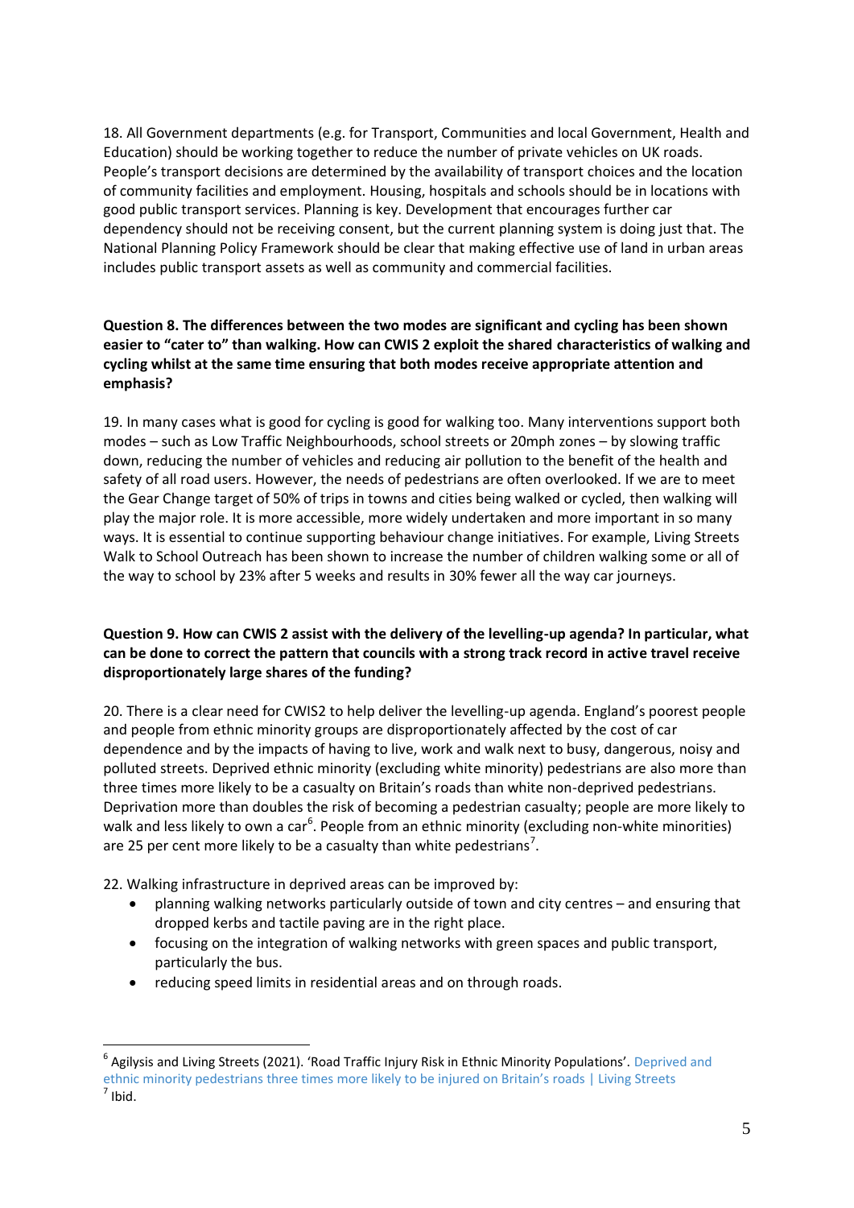18. All Government departments (e.g. for Transport, Communities and local Government, Health and Education) should be working together to reduce the number of private vehicles on UK roads. People's transport decisions are determined by the availability of transport choices and the location of community facilities and employment. Housing, hospitals and schools should be in locations with good public transport services. Planning is key. Development that encourages further car dependency should not be receiving consent, but the current planning system is doing just that. The National Planning Policy Framework should be clear that making effective use of land in urban areas includes public transport assets as well as community and commercial facilities.

**Question 8. The differences between the two modes are significant and cycling has been shown easier to "cater to" than walking. How can CWIS 2 exploit the shared characteristics of walking and cycling whilst at the same time ensuring that both modes receive appropriate attention and emphasis?**

19. In many cases what is good for cycling is good for walking too. Many interventions support both modes – such as Low Traffic Neighbourhoods, school streets or 20mph zones – by slowing traffic down, reducing the number of vehicles and reducing air pollution to the benefit of the health and safety of all road users. However, the needs of pedestrians are often overlooked. If we are to meet the Gear Change target of 50% of trips in towns and cities being walked or cycled, then walking will play the major role. It is more accessible, more widely undertaken and more important in so many ways. It is essential to continue supporting behaviour change initiatives. For example, Living Streets Walk to School Outreach has been shown to increase the number of children walking some or all of the way to school by 23% after 5 weeks and results in 30% fewer all the way car journeys.

**Question 9. How can CWIS 2 assist with the delivery of the levelling-up agenda? In particular, what can be done to correct the pattern that councils with a strong track record in active travel receive disproportionately large shares of the funding?**

20. There is a clear need for CWIS2 to help deliver the levelling-up agenda. England's poorest people and people from ethnic minority groups are disproportionately affected by the cost of car dependence and by the impacts of having to live, work and walk next to busy, dangerous, noisy and polluted streets. Deprived ethnic minority (excluding white minority) pedestrians are also more than three times more likely to be a casualty on Britain's roads than white non-deprived pedestrians. Deprivation more than doubles the risk of becoming a pedestrian casualty; people are more likely to walk and less likely to own a car[6]. People from an ethnic minority (excluding non-white minorities) are 25 per cent more likely to be a casualty than white pedestrians[7].

22. Walking infrastructure in deprived areas can be improved by:

- planning walking networks particularly outside of town and city centres – and ensuring that dropped kerbs and tactile paving are in the right place.
- focusing on the integration of walking networks with green spaces and public transport, particularly the bus.
- reducing speed limits in residential areas and on through roads.

---

[6] Agilysis and Living Streets (2021). 'Road Traffic Injury Risk in Ethnic Minority Populations'. Deprived and ethnic minority pedestrians three times more likely to be injured on Britain's roads | Living Streets

[7] Ibid.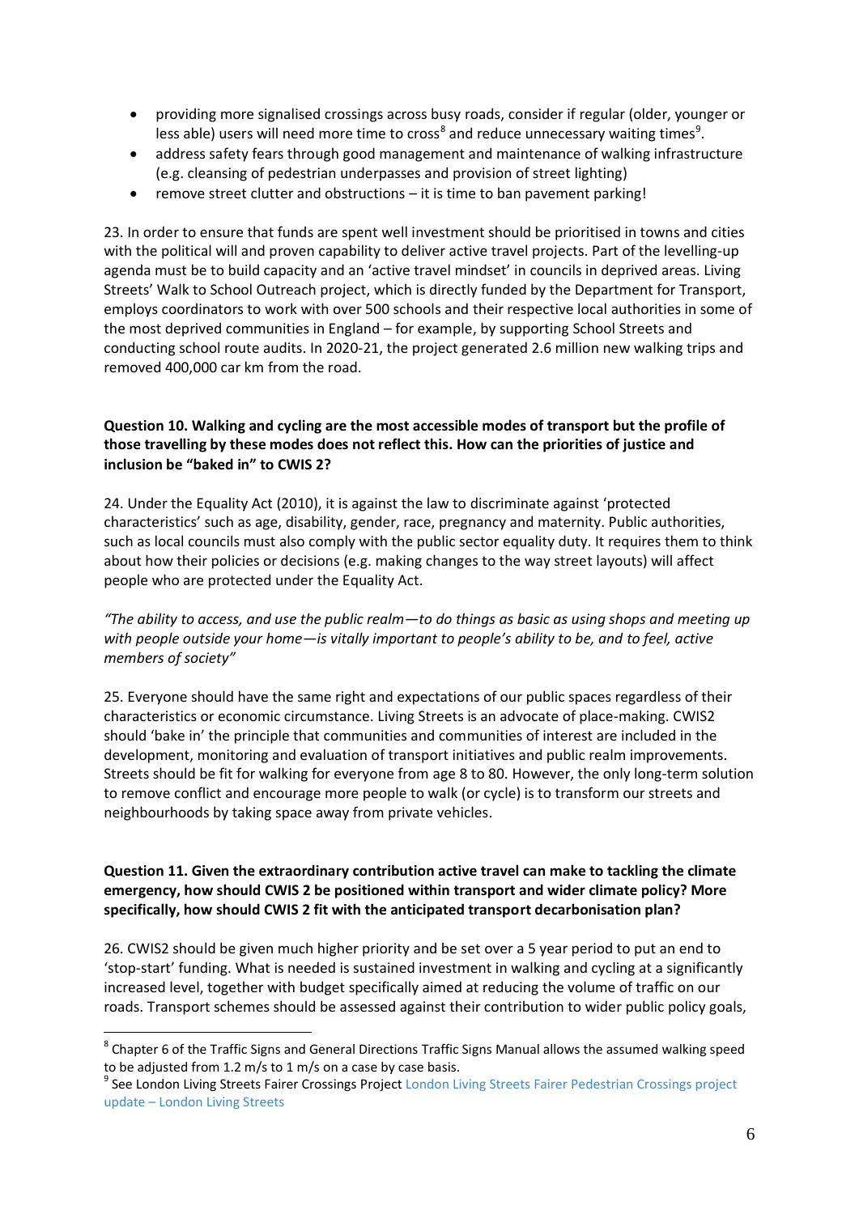- providing more signalised crossings across busy roads, consider if regular (older, younger or less able) users will need more time to cross[8] and reduce unnecessary waiting times[9].
- address safety fears through good management and maintenance of walking infrastructure (e.g. cleansing of pedestrian underpasses and provision of street lighting)
- remove street clutter and obstructions – it is time to ban pavement parking!

23. In order to ensure that funds are spent well investment should be prioritised in towns and cities with the political will and proven capability to deliver active travel projects. Part of the levelling-up agenda must be to build capacity and an 'active travel mindset' in councils in deprived areas. Living Streets' Walk to School Outreach project, which is directly funded by the Department for Transport, employs coordinators to work with over 500 schools and their respective local authorities in some of the most deprived communities in England – for example, by supporting School Streets and conducting school route audits. In 2020-21, the project generated 2.6 million new walking trips and removed 400,000 car km from the road.

**Question 10. Walking and cycling are the most accessible modes of transport but the profile of those travelling by these modes does not reflect this. How can the priorities of justice and inclusion be "baked in" to CWIS 2?**

24. Under the Equality Act (2010), it is against the law to discriminate against 'protected characteristics' such as age, disability, gender, race, pregnancy and maternity. Public authorities, such as local councils must also comply with the public sector equality duty. It requires them to think about how their policies or decisions (e.g. making changes to the way street layouts) will affect people who are protected under the Equality Act.

*"The ability to access, and use the public realm—to do things as basic as using shops and meeting up with people outside your home—is vitally important to people's ability to be, and to feel, active members of society"*

25. Everyone should have the same right and expectations of our public spaces regardless of their characteristics or economic circumstance. Living Streets is an advocate of place-making. CWIS2 should 'bake in' the principle that communities and communities of interest are included in the development, monitoring and evaluation of transport initiatives and public realm improvements. Streets should be fit for walking for everyone from age 8 to 80. However, the only long-term solution to remove conflict and encourage more people to walk (or cycle) is to transform our streets and neighbourhoods by taking space away from private vehicles.

**Question 11. Given the extraordinary contribution active travel can make to tackling the climate emergency, how should CWIS 2 be positioned within transport and wider climate policy? More specifically, how should CWIS 2 fit with the anticipated transport decarbonisation plan?**

26. CWIS2 should be given much higher priority and be set over a 5 year period to put an end to 'stop-start' funding. What is needed is sustained investment in walking and cycling at a significantly increased level, together with budget specifically aimed at reducing the volume of traffic on our roads. Transport schemes should be assessed against their contribution to wider public policy goals,

---

[8] Chapter 6 of the Traffic Signs and General Directions Traffic Signs Manual allows the assumed walking speed to be adjusted from 1.2 m/s to 1 m/s on a case by case basis.

[9] See London Living Streets Fairer Crossings Project London Living Streets Fairer Pedestrian Crossings project update – London Living Streets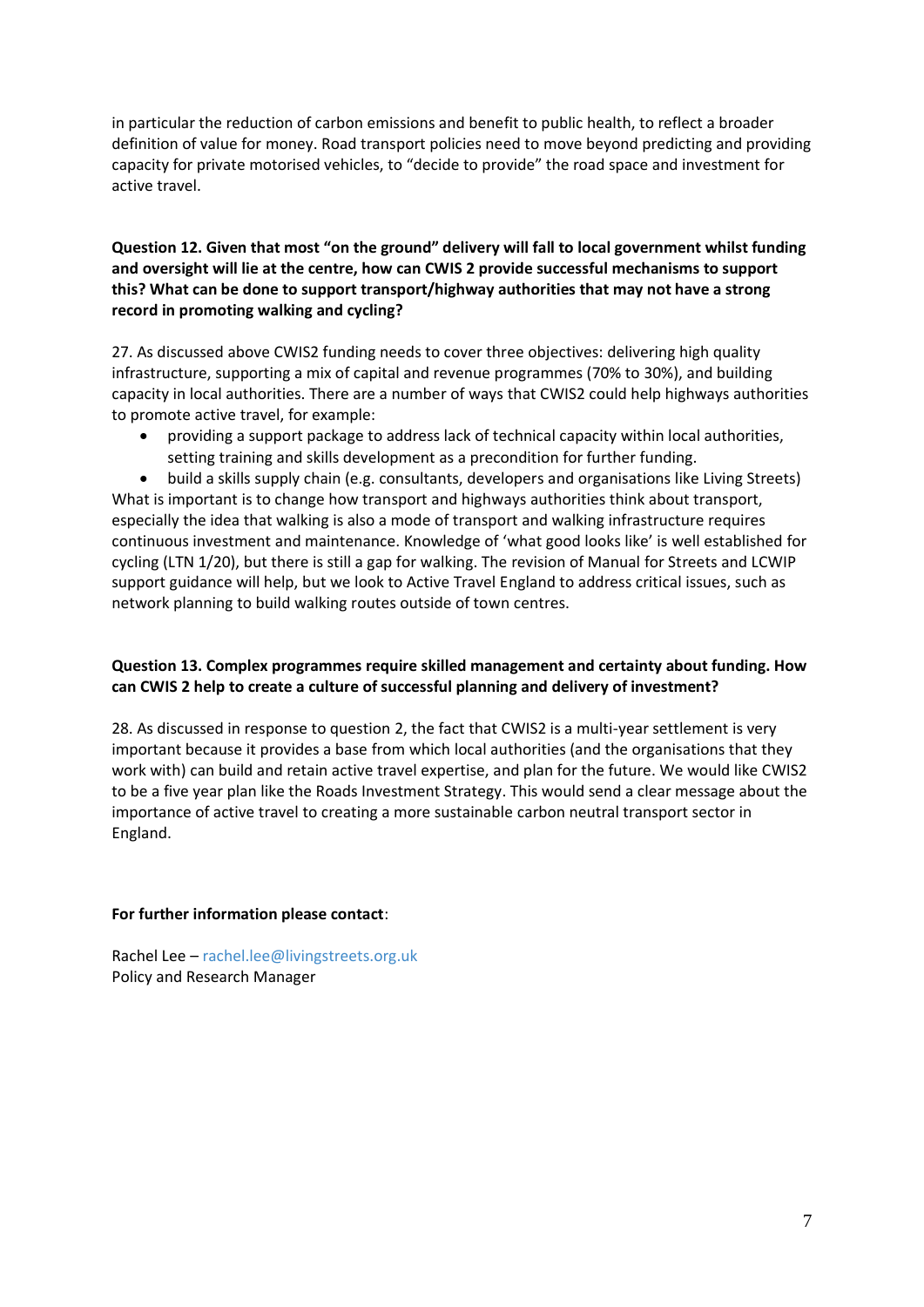in particular the reduction of carbon emissions and benefit to public health, to reflect a broader definition of value for money. Road transport policies need to move beyond predicting and providing capacity for private motorised vehicles, to "decide to provide" the road space and investment for active travel.

**Question 12. Given that most "on the ground" delivery will fall to local government whilst funding and oversight will lie at the centre, how can CWIS 2 provide successful mechanisms to support this? What can be done to support transport/highway authorities that may not have a strong record in promoting walking and cycling?**

27. As discussed above CWIS2 funding needs to cover three objectives: delivering high quality infrastructure, supporting a mix of capital and revenue programmes (70% to 30%), and building capacity in local authorities. There are a number of ways that CWIS2 could help highways authorities to promote active travel, for example:

- providing a support package to address lack of technical capacity within local authorities, setting training and skills development as a precondition for further funding.
- build a skills supply chain (e.g. consultants, developers and organisations like Living Streets)

What is important is to change how transport and highways authorities think about transport, especially the idea that walking is also a mode of transport and walking infrastructure requires continuous investment and maintenance. Knowledge of 'what good looks like' is well established for cycling (LTN 1/20), but there is still a gap for walking. The revision of Manual for Streets and LCWIP support guidance will help, but we look to Active Travel England to address critical issues, such as network planning to build walking routes outside of town centres.

**Question 13. Complex programmes require skilled management and certainty about funding. How can CWIS 2 help to create a culture of successful planning and delivery of investment?**

28. As discussed in response to question 2, the fact that CWIS2 is a multi-year settlement is very important because it provides a base from which local authorities (and the organisations that they work with) can build and retain active travel expertise, and plan for the future. We would like CWIS2 to be a five year plan like the Roads Investment Strategy. This would send a clear message about the importance of active travel to creating a more sustainable carbon neutral transport sector in England.

**For further information please contact**:

Rachel Lee – rachel.lee@livingstreets.org.uk
Policy and Research Manager